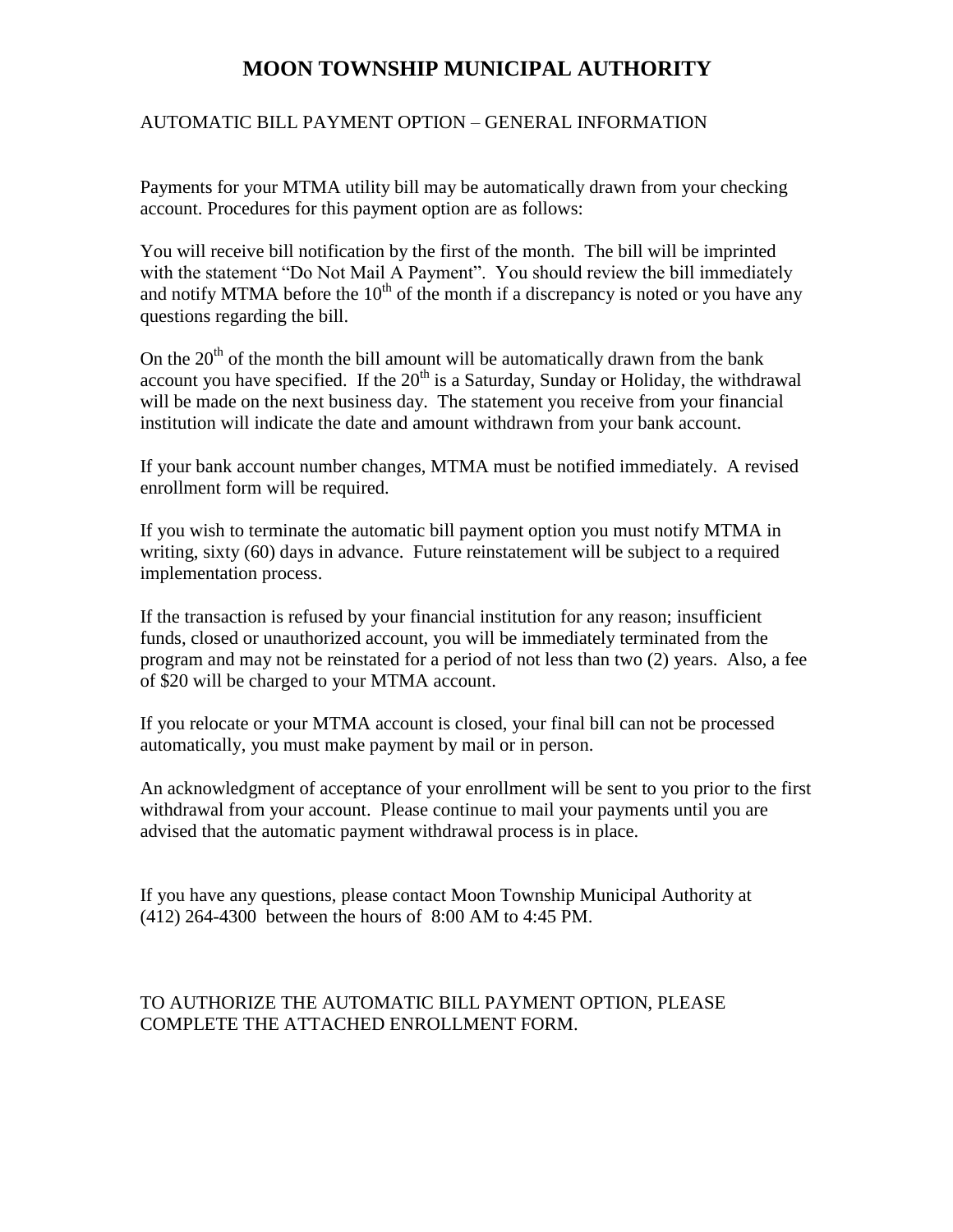# MOON TOWNSHIP MUNICIPAL AUTHORITY

AUTOMATIC BILL PAYMENT OPTION – GENERAL INFORMATION

Payments for your MTMA utility bill may be automatically drawn from your checking account. Procedures for this payment option are as follows:

You will receive bill notification by the first of the month. The bill will be imprinted with the statement "Do Not Mail A Payment". You should review the bill immediately and notify MTMA before the 10th of the month if a discrepancy is noted or you have any questions regarding the bill.

On the 20th of the month the bill amount will be automatically drawn from the bank account you have specified. If the 20th is a Saturday, Sunday or Holiday, the withdrawal will be made on the next business day. The statement you receive from your financial institution will indicate the date and amount withdrawn from your bank account.

If your bank account number changes, MTMA must be notified immediately. A revised enrollment form will be required.

If you wish to terminate the automatic bill payment option you must notify MTMA in writing, sixty (60) days in advance. Future reinstatement will be subject to a required implementation process.

If the transaction is refused by your financial institution for any reason; insufficient funds, closed or unauthorized account, you will be immediately terminated from the program and may not be reinstated for a period of not less than two (2) years. Also, a fee of $20 will be charged to your MTMA account.

If you relocate or your MTMA account is closed, your final bill can not be processed automatically, you must make payment by mail or in person.

An acknowledgment of acceptance of your enrollment will be sent to you prior to the first withdrawal from your account. Please continue to mail your payments until you are advised that the automatic payment withdrawal process is in place.

If you have any questions, please contact Moon Township Municipal Authority at (412) 264-4300 between the hours of 8:00 AM to 4:45 PM.

TO AUTHORIZE THE AUTOMATIC BILL PAYMENT OPTION, PLEASE COMPLETE THE ATTACHED ENROLLMENT FORM.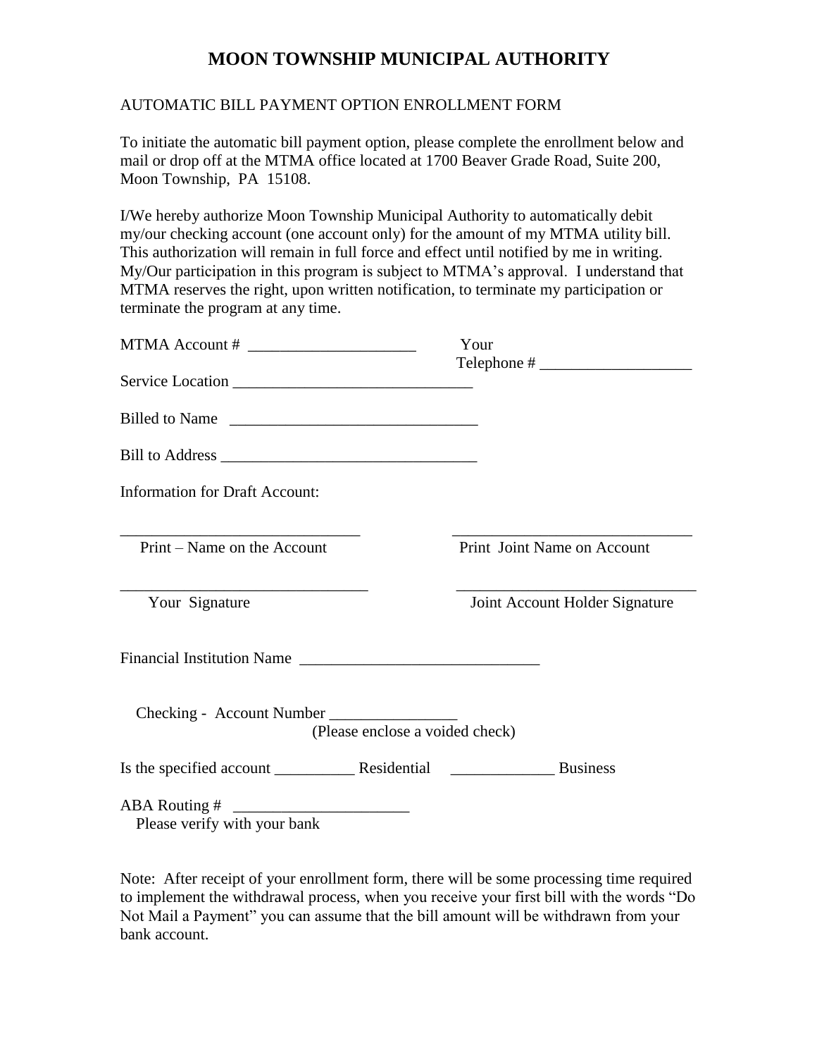# MOON TOWNSHIP MUNICIPAL AUTHORITY

AUTOMATIC BILL PAYMENT OPTION ENROLLMENT FORM

To initiate the automatic bill payment option, please complete the enrollment below and mail or drop off at the MTMA office located at 1700 Beaver Grade Road, Suite 200, Moon Township, PA 15108.

I/We hereby authorize Moon Township Municipal Authority to automatically debit my/our checking account (one account only) for the amount of my MTMA utility bill. This authorization will remain in full force and effect until notified by me in writing. My/Our participation in this program is subject to MTMA's approval. I understand that MTMA reserves the right, upon written notification, to terminate my participation or terminate the program at any time.

MTMA Account # _____________________ Your Telephone # ___________________

Service Location ______________________________

Billed to Name _______________________________

Bill to Address ________________________________

Information for Draft Account:

______________________________ ______________________________

Print – Name on the Account Print Joint Name on Account

_______________________________ ______________________________

Your Signature Joint Account Holder Signature

Financial Institution Name ______________________________

Checking - Account Number ________________
(Please enclose a voided check)

Is the specified account __________ Residential _____________ Business

ABA Routing # ______________________
Please verify with your bank

Note: After receipt of your enrollment form, there will be some processing time required to implement the withdrawal process, when you receive your first bill with the words "Do Not Mail a Payment" you can assume that the bill amount will be withdrawn from your bank account.